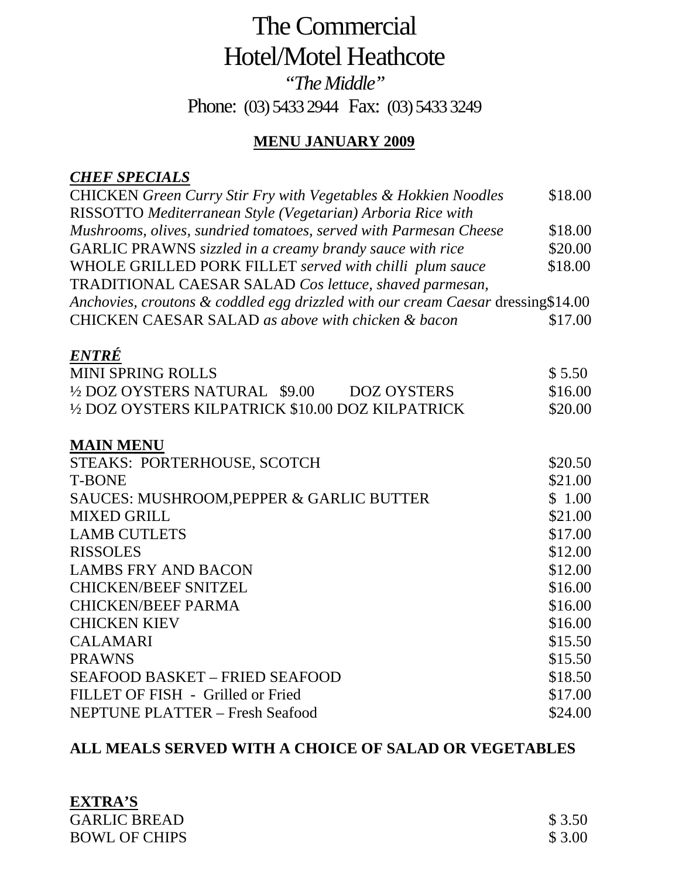# The Commercial Hotel/Motel Heathcote

*"The Middle"*

Phone: (03) 5433 2944 Fax: (03) 5433 3249

## MENU JANUARY 2009

### *CHEF SPECIALS*

| | |
|---|---|
| CHICKEN *Green Curry Stir Fry with Vegetables & Hokkien Noodles* | $18.00 |
| RISSOTTO *Mediterranean Style (Vegetarian) Arboria Rice with Mushrooms, olives, sundried tomatoes, served with Parmesan Cheese* | $18.00 |
| GARLIC PRAWNS *sizzled in a creamy brandy sauce with rice* | $20.00 |
| WHOLE GRILLED PORK FILLET *served with chilli plum sauce* | $18.00 |
| TRADITIONAL CAESAR SALAD *Cos lettuce, shaved parmesan, Anchovies, croutons & coddled egg drizzled with our cream Caesar* dressing | $14.00 |
| CHICKEN CAESAR SALAD *as above with chicken & bacon* | $17.00 |

### *ENTRÉ*

| | |
|---|---|
| MINI SPRING ROLLS | $ 5.50 |
| ½ DOZ OYSTERS NATURAL $9.00 DOZ OYSTERS | $16.00 |
| ½ DOZ OYSTERS KILPATRICK $10.00 DOZ KILPATRICK | $20.00 |

### MAIN MENU

| | |
|---|---|
| STEAKS: PORTERHOUSE, SCOTCH | $20.50 |
| T-BONE | $21.00 |
| SAUCES: MUSHROOM,PEPPER & GARLIC BUTTER | $ 1.00 |
| MIXED GRILL | $21.00 |
| LAMB CUTLETS | $17.00 |
| RISSOLES | $12.00 |
| LAMBS FRY AND BACON | $12.00 |
| CHICKEN/BEEF SNITZEL | $16.00 |
| CHICKEN/BEEF PARMA | $16.00 |
| CHICKEN KIEV | $16.00 |
| CALAMARI | $15.50 |
| PRAWNS | $15.50 |
| SEAFOOD BASKET – FRIED SEAFOOD | $18.50 |
| FILLET OF FISH - Grilled or Fried | $17.00 |
| NEPTUNE PLATTER – Fresh Seafood | $24.00 |

**ALL MEALS SERVED WITH A CHOICE OF SALAD OR VEGETABLES**

### EXTRA'S

| | |
|---|---|
| GARLIC BREAD | $ 3.50 |
| BOWL OF CHIPS | $ 3.00 |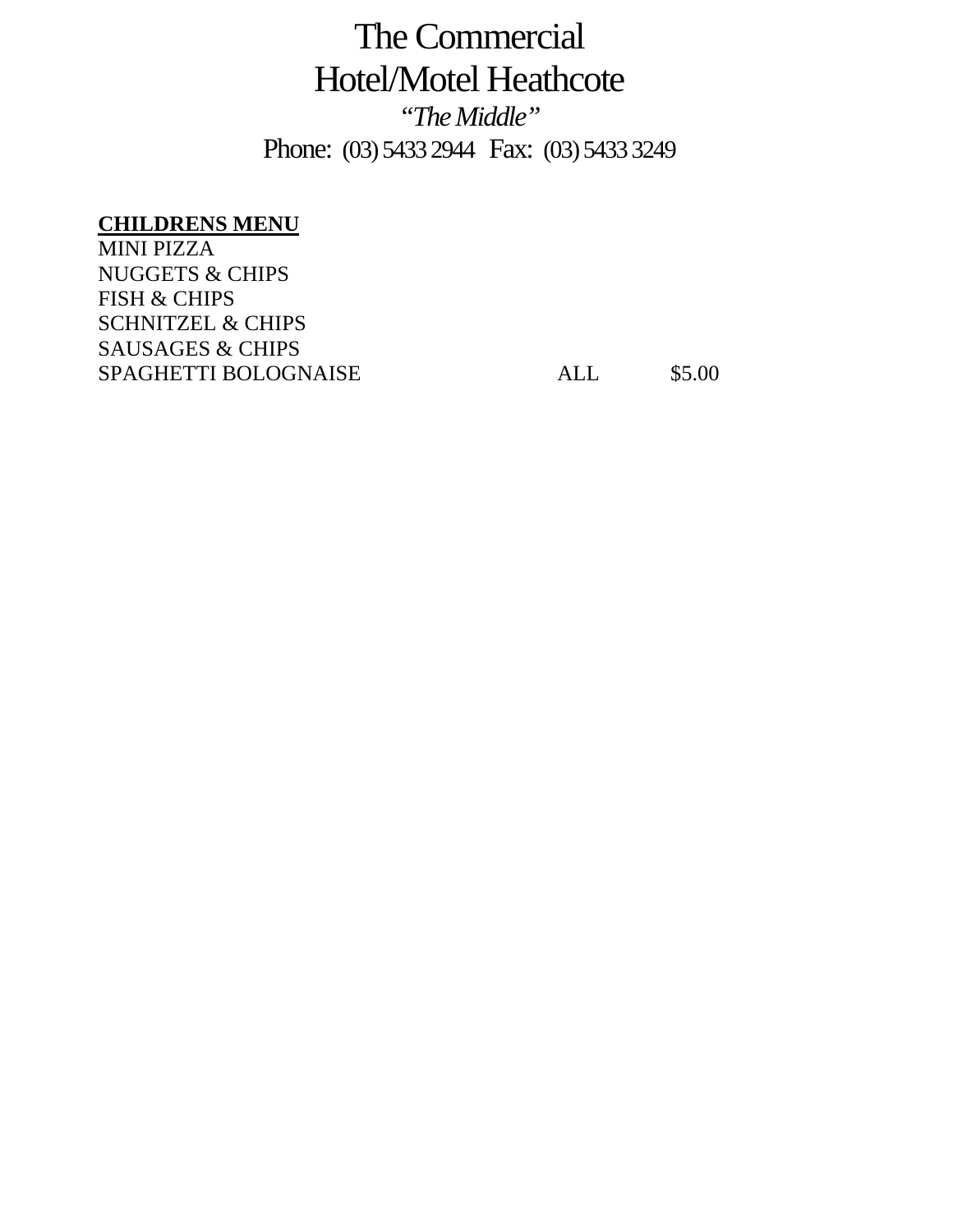# The Commercial Hotel/Motel Heathcote

*"The Middle"*

Phone: (03) 5433 2944 Fax: (03) 5433 3249

**CHILDRENS MENU**

MINI PIZZA
NUGGETS & CHIPS
FISH & CHIPS
SCHNITZEL & CHIPS
SAUSAGES & CHIPS
SPAGHETTI BOLOGNAISE ALL $5.00